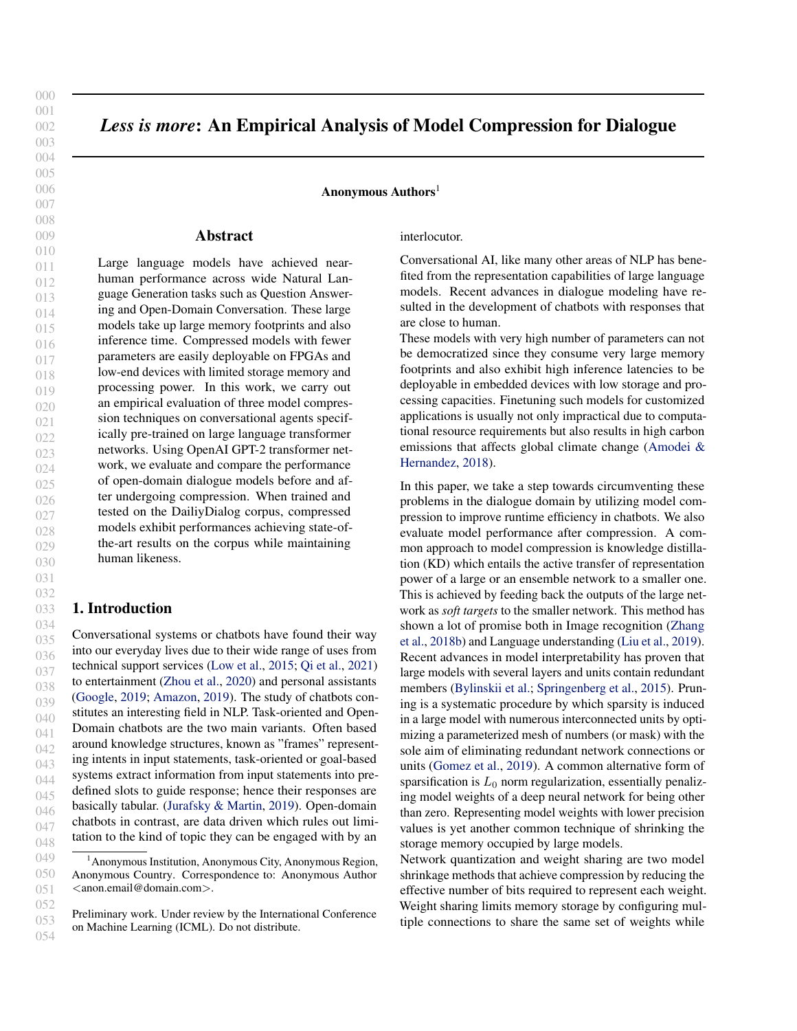# *Less is more*: An Empirical Analysis of Model Compression for Dialogue

**Anonymous Authors**[1]

## Abstract

Large language models have achieved near-human performance across wide Natural Language Generation tasks such as Question Answering and Open-Domain Conversation. These large models take up large memory footprints and also inference time. Compressed models with fewer parameters are easily deployable on FPGAs and low-end devices with limited storage memory and processing power. In this work, we carry out an empirical evaluation of three model compression techniques on conversational agents specifically pre-trained on large language transformer networks. Using OpenAI GPT-2 transformer network, we evaluate and compare the performance of open-domain dialogue models before and after undergoing compression. When trained and tested on the DailiyDialog corpus, compressed models exhibit performances achieving state-of-the-art results on the corpus while maintaining human likeness.

## 1. Introduction

Conversational systems or chatbots have found their way into our everyday lives due to their wide range of uses from technical support services (Low et al., 2015; Qi et al., 2021) to entertainment (Zhou et al., 2020) and personal assistants (Google, 2019; Amazon, 2019). The study of chatbots constitutes an interesting field in NLP. Task-oriented and Open-Domain chatbots are the two main variants. Often based around knowledge structures, known as "frames" representing intents in input statements, task-oriented or goal-based systems extract information from input statements into predefined slots to guide response; hence their responses are basically tabular. (Jurafsky & Martin, 2019). Open-domain chatbots in contrast, are data driven which rules out limitation to the kind of topic they can be engaged with by an interlocutor.

Conversational AI, like many other areas of NLP has benefited from the representation capabilities of large language models. Recent advances in dialogue modeling have resulted in the development of chatbots with responses that are close to human.

These models with very high number of parameters can not be democratized since they consume very large memory footprints and also exhibit high inference latencies to be deployable in embedded devices with low storage and processing capacities. Finetuning such models for customized applications is usually not only impractical due to computational resource requirements but also results in high carbon emissions that affects global climate change (Amodei & Hernandez, 2018).

In this paper, we take a step towards circumventing these problems in the dialogue domain by utilizing model compression to improve runtime efficiency in chatbots. We also evaluate model performance after compression. A common approach to model compression is knowledge distillation (KD) which entails the active transfer of representation power of a large or an ensemble network to a smaller one. This is achieved by feeding back the outputs of the large network as *soft targets* to the smaller network. This method has shown a lot of promise both in Image recognition (Zhang et al., 2018b) and Language understanding (Liu et al., 2019). Recent advances in model interpretability has proven that large models with several layers and units contain redundant members (Bylinskii et al.; Springenberg et al., 2015). Pruning is a systematic procedure by which sparsity is induced in a large model with numerous interconnected units by optimizing a parameterized mesh of numbers (or mask) with the sole aim of eliminating redundant network connections or units (Gomez et al., 2019). A common alternative form of sparsification is $L_0$ norm regularization, essentially penalizing model weights of a deep neural network for being other than zero. Representing model weights with lower precision values is yet another common technique of shrinking the storage memory occupied by large models.

Network quantization and weight sharing are two model shrinkage methods that achieve compression by reducing the effective number of bits required to represent each weight. Weight sharing limits memory storage by configuring multiple connections to share the same set of weights while

[1]Anonymous Institution, Anonymous City, Anonymous Region, Anonymous Country. Correspondence to: Anonymous Author <anon.email@domain.com>.

Preliminary work. Under review by the International Conference on Machine Learning (ICML). Do not distribute.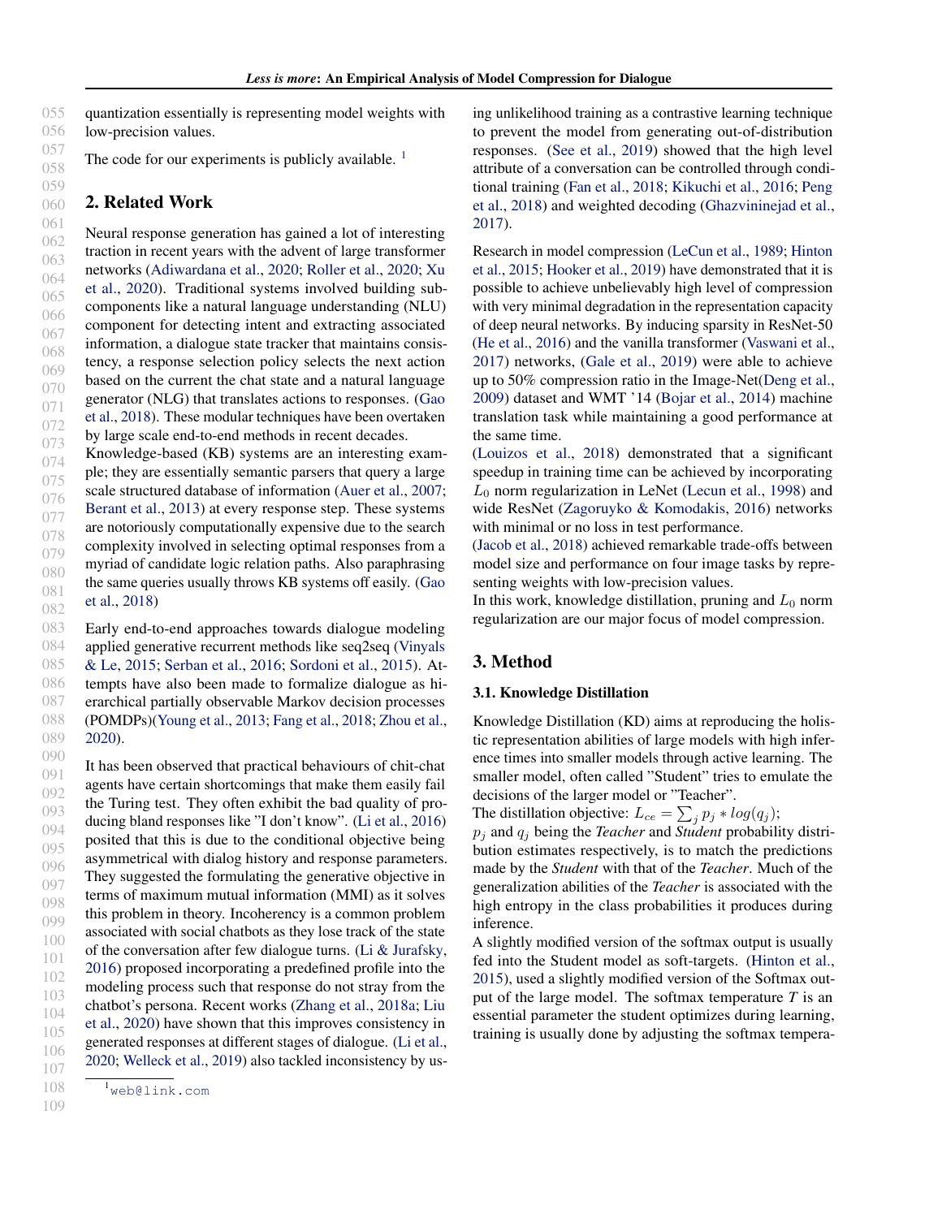quantization essentially is representing model weights with low-precision values.

The code for our experiments is publicly available. [1]

## 2. Related Work

Neural response generation has gained a lot of interesting traction in recent years with the advent of large transformer networks (Adiwardana et al., 2020; Roller et al., 2020; Xu et al., 2020). Traditional systems involved building sub-components like a natural language understanding (NLU) component for detecting intent and extracting associated information, a dialogue state tracker that maintains consistency, a response selection policy selects the next action based on the current the chat state and a natural language generator (NLG) that translates actions to responses. (Gao et al., 2018). These modular techniques have been overtaken by large scale end-to-end methods in recent decades.
Knowledge-based (KB) systems are an interesting example; they are essentially semantic parsers that query a large scale structured database of information (Auer et al., 2007; Berant et al., 2013) at every response step. These systems are notoriously computationally expensive due to the search complexity involved in selecting optimal responses from a myriad of candidate logic relation paths. Also paraphrasing the same queries usually throws KB systems off easily. (Gao et al., 2018)

Early end-to-end approaches towards dialogue modeling applied generative recurrent methods like seq2seq (Vinyals & Le, 2015; Serban et al., 2016; Sordoni et al., 2015). Attempts have also been made to formalize dialogue as hierarchical partially observable Markov decision processes (POMDPs)(Young et al., 2013; Fang et al., 2018; Zhou et al., 2020).

It has been observed that practical behaviours of chit-chat agents have certain shortcomings that make them easily fail the Turing test. They often exhibit the bad quality of producing bland responses like "I don't know". (Li et al., 2016) posited that this is due to the conditional objective being asymmetrical with dialog history and response parameters. They suggested the formulating the generative objective in terms of maximum mutual information (MMI) as it solves this problem in theory. Incoherency is a common problem associated with social chatbots as they lose track of the state of the conversation after few dialogue turns. (Li & Jurafsky, 2016) proposed incorporating a predefined profile into the modeling process such that response do not stray from the chatbot's persona. Recent works (Zhang et al., 2018a; Liu et al., 2020) have shown that this improves consistency in generated responses at different stages of dialogue. (Li et al., 2020; Welleck et al., 2019) also tackled inconsistency by using unlikelihood training as a contrastive learning technique to prevent the model from generating out-of-distribution responses. (See et al., 2019) showed that the high level attribute of a conversation can be controlled through conditional training (Fan et al., 2018; Kikuchi et al., 2016; Peng et al., 2018) and weighted decoding (Ghazvininejad et al., 2017).

Research in model compression (LeCun et al., 1989; Hinton et al., 2015; Hooker et al., 2019) have demonstrated that it is possible to achieve unbelievably high level of compression with very minimal degradation in the representation capacity of deep neural networks. By inducing sparsity in ResNet-50 (He et al., 2016) and the vanilla transformer (Vaswani et al., 2017) networks, (Gale et al., 2019) were able to achieve up to 50% compression ratio in the Image-Net(Deng et al., 2009) dataset and WMT '14 (Bojar et al., 2014) machine translation task while maintaining a good performance at the same time.
(Louizos et al., 2018) demonstrated that a significant speedup in training time can be achieved by incorporating $L_0$ norm regularization in LeNet (Lecun et al., 1998) and wide ResNet (Zagoruyko & Komodakis, 2016) networks with minimal or no loss in test performance.
(Jacob et al., 2018) achieved remarkable trade-offs between model size and performance on four image tasks by representing weights with low-precision values.
In this work, knowledge distillation, pruning and $L_0$ norm regularization are our major focus of model compression.

## 3. Method

### 3.1. Knowledge Distillation

Knowledge Distillation (KD) aims at reproducing the holistic representation abilities of large models with high inference times into smaller models through active learning. The smaller model, often called "Student" tries to emulate the decisions of the larger model or "Teacher".
The distillation objective: $L_{ce} = \sum_j p_j * log(q_j)$;
$p_j$ and $q_j$ being the *Teacher* and *Student* probability distribution estimates respectively, is to match the predictions made by the *Student* with that of the *Teacher*. Much of the generalization abilities of the *Teacher* is associated with the high entropy in the class probabilities it produces during inference.
A slightly modified version of the softmax output is usually fed into the Student model as soft-targets. (Hinton et al., 2015), used a slightly modified version of the Softmax output of the large model. The softmax temperature *T* is an essential parameter the student optimizes during learning, training is usually done by adjusting the softmax tempera-

[1] web@link.com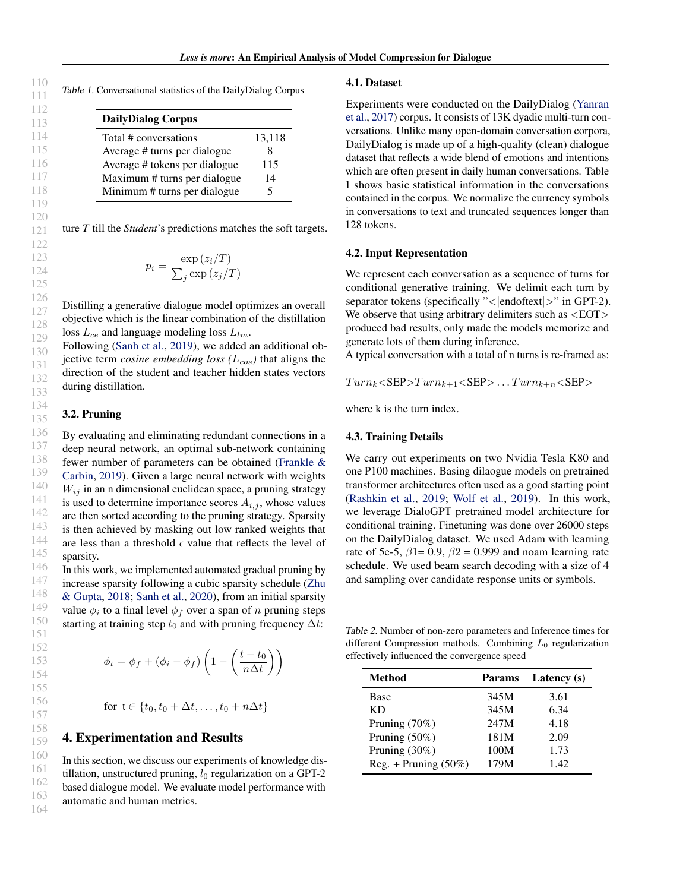Table 1. Conversational statistics of the DailyDialog Corpus

| **DailyDialog Corpus** | |
|---|---|
| Total # conversations | 13,118 |
| Average # turns per dialogue | 8 |
| Average # tokens per dialogue | 115 |
| Maximum # turns per dialogue | 14 |
| Minimum # turns per dialogue | 5 |

ture *T* till the *Student*'s predictions matches the soft targets.

$$p_i = \frac{\exp(z_i/T)}{\sum_j \exp(z_j/T)}$$

Distilling a generative dialogue model optimizes an overall objective which is the linear combination of the distillation loss $L_{ce}$ and language modeling loss $L_{lm}$.
Following (Sanh et al., 2019), we added an additional objective term *cosine embedding loss ($L_{cos}$)* that aligns the direction of the student and teacher hidden states vectors during distillation.

### 3.2. Pruning

By evaluating and eliminating redundant connections in a deep neural network, an optimal sub-network containing fewer number of parameters can be obtained (Frankle & Carbin, 2019). Given a large neural network with weights $W_{ij}$ in an n dimensional euclidean space, a pruning strategy is used to determine importance scores $A_{i,j}$, whose values are then sorted according to the pruning strategy. Sparsity is then achieved by masking out low ranked weights that are less than a threshold $\epsilon$ value that reflects the level of sparsity.
In this work, we implemented automated gradual pruning by increase sparsity following a cubic sparsity schedule (Zhu & Gupta, 2018; Sanh et al., 2020), from an initial sparsity value $\phi_i$ to a final level $\phi_f$ over a span of $n$ pruning steps starting at training step $t_0$ and with pruning frequency $\Delta t$:

$$\phi_t = \phi_f + (\phi_i - \phi_f)\left(1 - \left(\frac{t - t_0}{n\Delta t}\right)\right)$$

$$\text{for } t \in \{t_0, t_0 + \Delta t, \ldots, t_0 + n\Delta t\}$$

## 4. Experimentation and Results

In this section, we discuss our experiments of knowledge distillation, unstructured pruning, $l_0$ regularization on a GPT-2 based dialogue model. We evaluate model performance with automatic and human metrics.

### 4.1. Dataset

Experiments were conducted on the DailyDialog (Yanran et al., 2017) corpus. It consists of 13K dyadic multi-turn conversations. Unlike many open-domain conversation corpora, DailyDialog is made up of a high-quality (clean) dialogue dataset that reflects a wide blend of emotions and intentions which are often present in daily human conversations. Table 1 shows basic statistical information in the conversations contained in the corpus. We normalize the currency symbols in conversations to text and truncated sequences longer than 128 tokens.

### 4.2. Input Representation

We represent each conversation as a sequence of turns for conditional generative training. We delimit each turn by separator tokens (specifically "<|endoftext|>" in GPT-2). We observe that using arbitrary delimiters such as <EOT> produced bad results, only made the models memorize and generate lots of them during inference.
A typical conversation with a total of n turns is re-framed as:

$Turn_k$<SEP>$Turn_{k+1}$<SEP>$\ldots Turn_{k+n}$<SEP>

where k is the turn index.

### 4.3. Training Details

We carry out experiments on two Nvidia Tesla K80 and one P100 machines. Basing dilaogue models on pretrained transformer architectures often used as a good starting point (Rashkin et al., 2019; Wolf et al., 2019). In this work, we leverage DialoGPT pretrained model architecture for conditional training. Finetuning was done over 26000 steps on the DailyDialog dataset. We used Adam with learning rate of 5e-5, $\beta 1$= 0.9, $\beta 2$ = 0.999 and noam learning rate schedule. We used beam search decoding with a size of 4 and sampling over candidate response units or symbols.

Table 2. Number of non-zero parameters and Inference times for different Compression methods. Combining $L_0$ regularization effectively influenced the convergence speed

| **Method** | **Params** | **Latency (s)** |
|---|---|---|
| Base | 345M | 3.61 |
| KD | 345M | 6.34 |
| Pruning (70%) | 247M | 4.18 |
| Pruning (50%) | 181M | 2.09 |
| Pruning (30%) | 100M | 1.73 |
| Reg. + Pruning (50%) | 179M | 1.42 |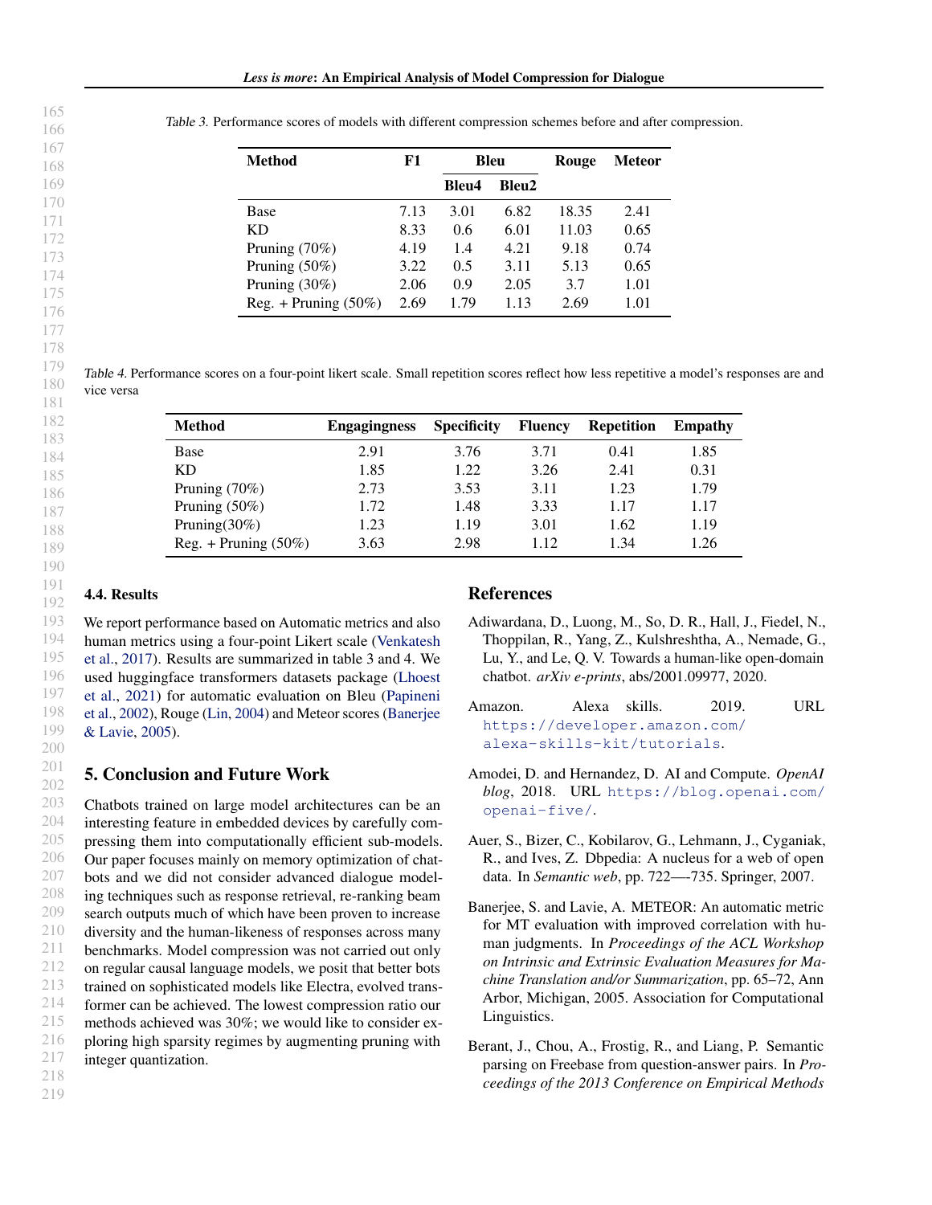Table 3. Performance scores of models with different compression schemes before and after compression.

| Method | F1 | Bleu | | Rouge | Meteor |
|---|---|---|---|---|---|
| | | Bleu4 | Bleu2 | | |
| Base | 7.13 | 3.01 | 6.82 | 18.35 | 2.41 |
| KD | 8.33 | 0.6 | 6.01 | 11.03 | 0.65 |
| Pruning (70%) | 4.19 | 1.4 | 4.21 | 9.18 | 0.74 |
| Pruning (50%) | 3.22 | 0.5 | 3.11 | 5.13 | 0.65 |
| Pruning (30%) | 2.06 | 0.9 | 2.05 | 3.7 | 1.01 |
| Reg. + Pruning (50%) | 2.69 | 1.79 | 1.13 | 2.69 | 1.01 |

Table 4. Performance scores on a four-point likert scale. Small repetition scores reflect how less repetitive a model's responses are and vice versa

| Method | Engagingness | Specificity | Fluency | Repetition | Empathy |
|---|---|---|---|---|---|
| Base | 2.91 | 3.76 | 3.71 | 0.41 | 1.85 |
| KD | 1.85 | 1.22 | 3.26 | 2.41 | 0.31 |
| Pruning (70%) | 2.73 | 3.53 | 3.11 | 1.23 | 1.79 |
| Pruning (50%) | 1.72 | 1.48 | 3.33 | 1.17 | 1.17 |
| Pruning(30%) | 1.23 | 1.19 | 3.01 | 1.62 | 1.19 |
| Reg. + Pruning (50%) | 3.63 | 2.98 | 1.12 | 1.34 | 1.26 |

### 4.4. Results

We report performance based on Automatic metrics and also human metrics using a four-point Likert scale (Venkatesh et al., 2017). Results are summarized in table 3 and 4. We used huggingface transformers datasets package (Lhoest et al., 2021) for automatic evaluation on Bleu (Papineni et al., 2002), Rouge (Lin, 2004) and Meteor scores (Banerjee & Lavie, 2005).

## 5. Conclusion and Future Work

Chatbots trained on large model architectures can be an interesting feature in embedded devices by carefully compressing them into computationally efficient sub-models. Our paper focuses mainly on memory optimization of chatbots and we did not consider advanced dialogue modeling techniques such as response retrieval, re-ranking beam search outputs much of which have been proven to increase diversity and the human-likeness of responses across many benchmarks. Model compression was not carried out only on regular causal language models, we posit that better bots trained on sophisticated models like Electra, evolved transformer can be achieved. The lowest compression ratio our methods achieved was 30%; we would like to consider exploring high sparsity regimes by augmenting pruning with integer quantization.

## References

Adiwardana, D., Luong, M., So, D. R., Hall, J., Fiedel, N., Thoppilan, R., Yang, Z., Kulshreshtha, A., Nemade, G., Lu, Y., and Le, Q. V. Towards a human-like open-domain chatbot. *arXiv e-prints*, abs/2001.09977, 2020.

Amazon. Alexa skills. 2019. URL https://developer.amazon.com/alexa-skills-kit/tutorials.

Amodei, D. and Hernandez, D. AI and Compute. *OpenAI blog*, 2018. URL https://blog.openai.com/openai-five/.

Auer, S., Bizer, C., Kobilarov, G., Lehmann, J., Cyganiak, R., and Ives, Z. Dbpedia: A nucleus for a web of open data. In *Semantic web*, pp. 722—-735. Springer, 2007.

Banerjee, S. and Lavie, A. METEOR: An automatic metric for MT evaluation with improved correlation with human judgments. In *Proceedings of the ACL Workshop on Intrinsic and Extrinsic Evaluation Measures for Machine Translation and/or Summarization*, pp. 65–72, Ann Arbor, Michigan, 2005. Association for Computational Linguistics.

Berant, J., Chou, A., Frostig, R., and Liang, P. Semantic parsing on Freebase from question-answer pairs. In *Proceedings of the 2013 Conference on Empirical Methods*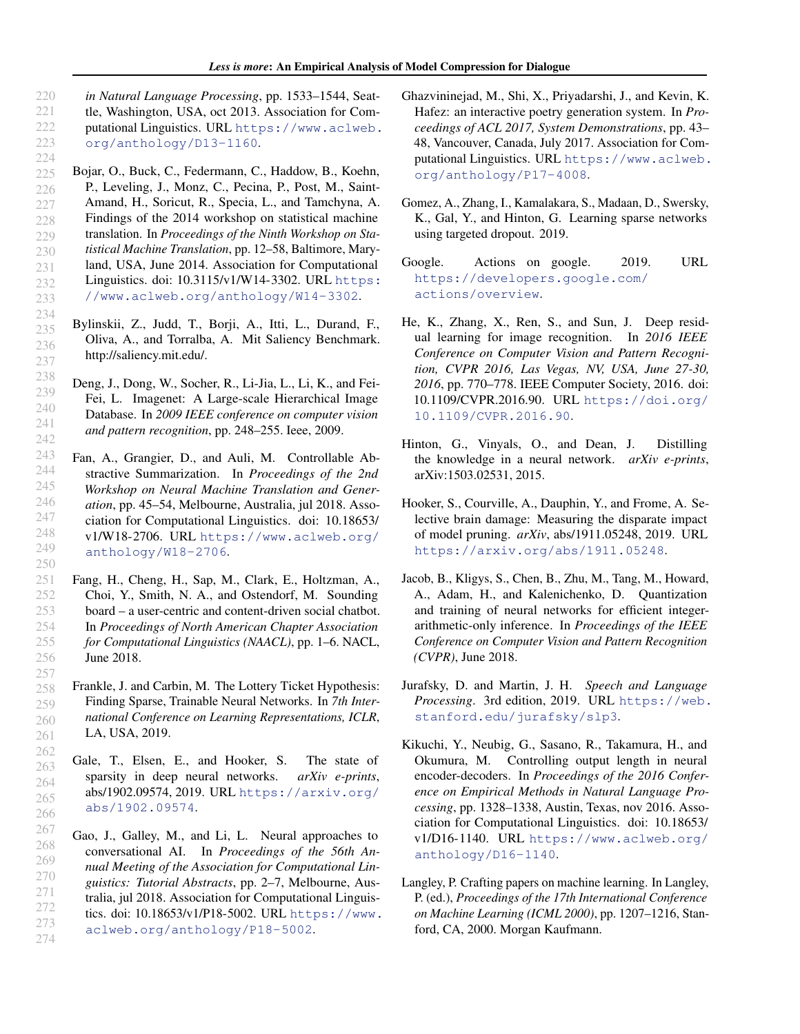*in Natural Language Processing*, pp. 1533–1544, Seattle, Washington, USA, oct 2013. Association for Computational Linguistics. URL https://www.aclweb.org/anthology/D13-1160.

Bojar, O., Buck, C., Federmann, C., Haddow, B., Koehn, P., Leveling, J., Monz, C., Pecina, P., Post, M., Saint-Amand, H., Soricut, R., Specia, L., and Tamchyna, A. Findings of the 2014 workshop on statistical machine translation. In *Proceedings of the Ninth Workshop on Statistical Machine Translation*, pp. 12–58, Baltimore, Maryland, USA, June 2014. Association for Computational Linguistics. doi: 10.3115/v1/W14-3302. URL https://www.aclweb.org/anthology/W14-3302.

Bylinskii, Z., Judd, T., Borji, A., Itti, L., Durand, F., Oliva, A., and Torralba, A. Mit Saliency Benchmark. http://saliency.mit.edu/.

Deng, J., Dong, W., Socher, R., Li-Jia, L., Li, K., and Fei-Fei, L. Imagenet: A Large-scale Hierarchical Image Database. In *2009 IEEE conference on computer vision and pattern recognition*, pp. 248–255. Ieee, 2009.

Fan, A., Grangier, D., and Auli, M. Controllable Abstractive Summarization. In *Proceedings of the 2nd Workshop on Neural Machine Translation and Generation*, pp. 45–54, Melbourne, Australia, jul 2018. Association for Computational Linguistics. doi: 10.18653/v1/W18-2706. URL https://www.aclweb.org/anthology/W18-2706.

Fang, H., Cheng, H., Sap, M., Clark, E., Holtzman, A., Choi, Y., Smith, N. A., and Ostendorf, M. Sounding board – a user-centric and content-driven social chatbot. In *Proceedings of North American Chapter Association for Computational Linguistics (NAACL)*, pp. 1–6. NACL, June 2018.

Frankle, J. and Carbin, M. The Lottery Ticket Hypothesis: Finding Sparse, Trainable Neural Networks. In *7th International Conference on Learning Representations, ICLR*, LA, USA, 2019.

Gale, T., Elsen, E., and Hooker, S. The state of sparsity in deep neural networks. *arXiv e-prints*, abs/1902.09574, 2019. URL https://arxiv.org/abs/1902.09574.

Gao, J., Galley, M., and Li, L. Neural approaches to conversational AI. In *Proceedings of the 56th Annual Meeting of the Association for Computational Linguistics: Tutorial Abstracts*, pp. 2–7, Melbourne, Australia, jul 2018. Association for Computational Linguistics. doi: 10.18653/v1/P18-5002. URL https://www.aclweb.org/anthology/P18-5002.

Ghazvininejad, M., Shi, X., Priyadarshi, J., and Kevin, K. Hafez: an interactive poetry generation system. In *Proceedings of ACL 2017, System Demonstrations*, pp. 43–48, Vancouver, Canada, July 2017. Association for Computational Linguistics. URL https://www.aclweb.org/anthology/P17-4008.

Gomez, A., Zhang, I., Kamalakara, S., Madaan, D., Swersky, K., Gal, Y., and Hinton, G. Learning sparse networks using targeted dropout. 2019.

Google. Actions on google. 2019. URL https://developers.google.com/actions/overview.

He, K., Zhang, X., Ren, S., and Sun, J. Deep residual learning for image recognition. In *2016 IEEE Conference on Computer Vision and Pattern Recognition, CVPR 2016, Las Vegas, NV, USA, June 27-30, 2016*, pp. 770–778. IEEE Computer Society, 2016. doi: 10.1109/CVPR.2016.90. URL https://doi.org/10.1109/CVPR.2016.90.

Hinton, G., Vinyals, O., and Dean, J. Distilling the knowledge in a neural network. *arXiv e-prints*, arXiv:1503.02531, 2015.

Hooker, S., Courville, A., Dauphin, Y., and Frome, A. Selective brain damage: Measuring the disparate impact of model pruning. *arXiv*, abs/1911.05248, 2019. URL https://arxiv.org/abs/1911.05248.

Jacob, B., Kligys, S., Chen, B., Zhu, M., Tang, M., Howard, A., Adam, H., and Kalenichenko, D. Quantization and training of neural networks for efficient integer-arithmetic-only inference. In *Proceedings of the IEEE Conference on Computer Vision and Pattern Recognition (CVPR)*, June 2018.

Jurafsky, D. and Martin, J. H. *Speech and Language Processing*. 3rd edition, 2019. URL https://web.stanford.edu/jurafsky/slp3.

Kikuchi, Y., Neubig, G., Sasano, R., Takamura, H., and Okumura, M. Controlling output length in neural encoder-decoders. In *Proceedings of the 2016 Conference on Empirical Methods in Natural Language Processing*, pp. 1328–1338, Austin, Texas, nov 2016. Association for Computational Linguistics. doi: 10.18653/v1/D16-1140. URL https://www.aclweb.org/anthology/D16-1140.

Langley, P. Crafting papers on machine learning. In Langley, P. (ed.), *Proceedings of the 17th International Conference on Machine Learning (ICML 2000)*, pp. 1207–1216, Stanford, CA, 2000. Morgan Kaufmann.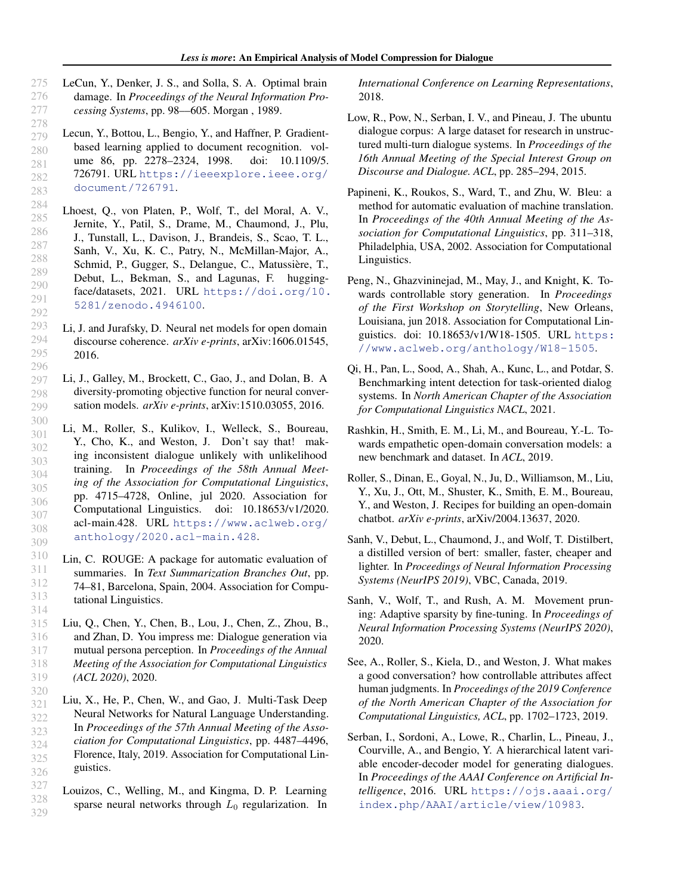LeCun, Y., Denker, J. S., and Solla, S. A. Optimal brain damage. In *Proceedings of the Neural Information Processing Systems*, pp. 98—605. Morgan , 1989.

Lecun, Y., Bottou, L., Bengio, Y., and Haffner, P. Gradient-based learning applied to document recognition. volume 86, pp. 2278–2324, 1998. doi: 10.1109/5.726791. URL https://ieeexplore.ieee.org/document/726791.

Lhoest, Q., von Platen, P., Wolf, T., del Moral, A. V., Jernite, Y., Patil, S., Drame, M., Chaumond, J., Plu, J., Tunstall, L., Davison, J., Brandeis, S., Scao, T. L., Sanh, V., Xu, K. C., Patry, N., McMillan-Major, A., Schmid, P., Gugger, S., Delangue, C., Matussière, T., Debut, L., Bekman, S., and Lagunas, F. huggingface/datasets, 2021. URL https://doi.org/10.5281/zenodo.4946100.

Li, J. and Jurafsky, D. Neural net models for open domain discourse coherence. *arXiv e-prints*, arXiv:1606.01545, 2016.

Li, J., Galley, M., Brockett, C., Gao, J., and Dolan, B. A diversity-promoting objective function for neural conversation models. *arXiv e-prints*, arXiv:1510.03055, 2016.

Li, M., Roller, S., Kulikov, I., Welleck, S., Boureau, Y., Cho, K., and Weston, J. Don't say that! making inconsistent dialogue unlikely with unlikelihood training. In *Proceedings of the 58th Annual Meeting of the Association for Computational Linguistics*, pp. 4715–4728, Online, jul 2020. Association for Computational Linguistics. doi: 10.18653/v1/2020.acl-main.428. URL https://www.aclweb.org/anthology/2020.acl-main.428.

Lin, C. ROUGE: A package for automatic evaluation of summaries. In *Text Summarization Branches Out*, pp. 74–81, Barcelona, Spain, 2004. Association for Computational Linguistics.

Liu, Q., Chen, Y., Chen, B., Lou, J., Chen, Z., Zhou, B., and Zhan, D. You impress me: Dialogue generation via mutual persona perception. In *Proceedings of the Annual Meeting of the Association for Computational Linguistics (ACL 2020)*, 2020.

Liu, X., He, P., Chen, W., and Gao, J. Multi-Task Deep Neural Networks for Natural Language Understanding. In *Proceedings of the 57th Annual Meeting of the Association for Computational Linguistics*, pp. 4487–4496, Florence, Italy, 2019. Association for Computational Linguistics.

Louizos, C., Welling, M., and Kingma, D. P. Learning sparse neural networks through $L_0$ regularization. In *International Conference on Learning Representations*, 2018.

Low, R., Pow, N., Serban, I. V., and Pineau, J. The ubuntu dialogue corpus: A large dataset for research in unstructured multi-turn dialogue systems. In *Proceedings of the 16th Annual Meeting of the Special Interest Group on Discourse and Dialogue. ACL*, pp. 285–294, 2015.

Papineni, K., Roukos, S., Ward, T., and Zhu, W. Bleu: a method for automatic evaluation of machine translation. In *Proceedings of the 40th Annual Meeting of the Association for Computational Linguistics*, pp. 311–318, Philadelphia, USA, 2002. Association for Computational Linguistics.

Peng, N., Ghazvininejad, M., May, J., and Knight, K. Towards controllable story generation. In *Proceedings of the First Workshop on Storytelling*, New Orleans, Louisiana, jun 2018. Association for Computational Linguistics. doi: 10.18653/v1/W18-1505. URL https://www.aclweb.org/anthology/W18-1505.

Qi, H., Pan, L., Sood, A., Shah, A., Kunc, L., and Potdar, S. Benchmarking intent detection for task-oriented dialog systems. In *North American Chapter of the Association for Computational Linguistics NACL*, 2021.

Rashkin, H., Smith, E. M., Li, M., and Boureau, Y.-L. Towards empathetic open-domain conversation models: a new benchmark and dataset. In *ACL*, 2019.

Roller, S., Dinan, E., Goyal, N., Ju, D., Williamson, M., Liu, Y., Xu, J., Ott, M., Shuster, K., Smith, E. M., Boureau, Y., and Weston, J. Recipes for building an open-domain chatbot. *arXiv e-prints*, arXiv/2004.13637, 2020.

Sanh, V., Debut, L., Chaumond, J., and Wolf, T. Distilbert, a distilled version of bert: smaller, faster, cheaper and lighter. In *Proceedings of Neural Information Processing Systems (NeurIPS 2019)*, VBC, Canada, 2019.

Sanh, V., Wolf, T., and Rush, A. M. Movement pruning: Adaptive sparsity by fine-tuning. In *Proceedings of Neural Information Processing Systems (NeurIPS 2020)*, 2020.

See, A., Roller, S., Kiela, D., and Weston, J. What makes a good conversation? how controllable attributes affect human judgments. In *Proceedings of the 2019 Conference of the North American Chapter of the Association for Computational Linguistics, ACL*, pp. 1702–1723, 2019.

Serban, I., Sordoni, A., Lowe, R., Charlin, L., Pineau, J., Courville, A., and Bengio, Y. A hierarchical latent variable encoder-decoder model for generating dialogues. In *Proceedings of the AAAI Conference on Artificial Intelligence*, 2016. URL https://ojs.aaai.org/index.php/AAAI/article/view/10983.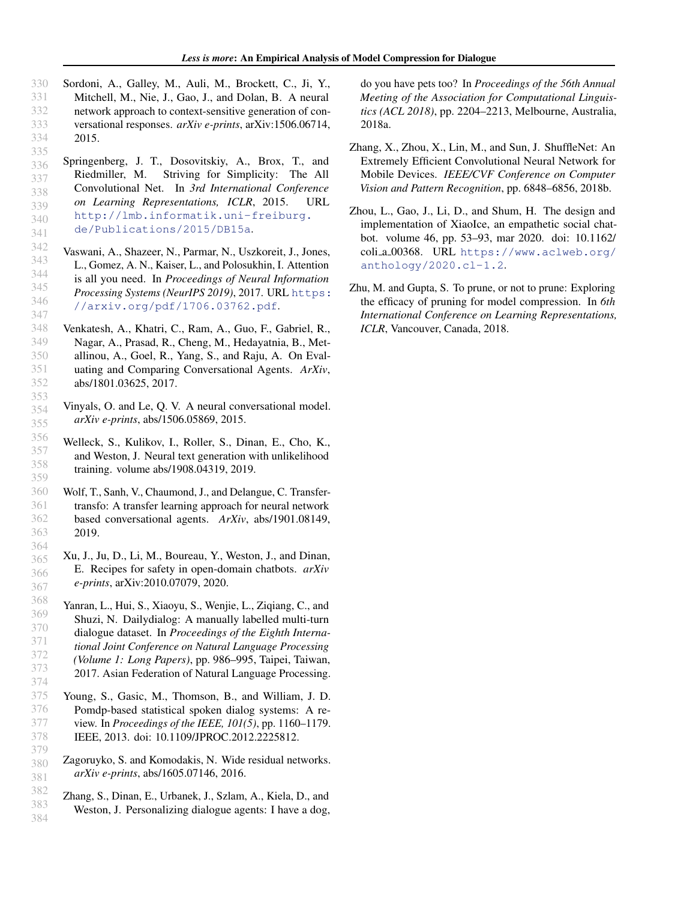Sordoni, A., Galley, M., Auli, M., Brockett, C., Ji, Y., Mitchell, M., Nie, J., Gao, J., and Dolan, B. A neural network approach to context-sensitive generation of conversational responses. *arXiv e-prints*, arXiv:1506.06714, 2015.

Springenberg, J. T., Dosovitskiy, A., Brox, T., and Riedmiller, M. Striving for Simplicity: The All Convolutional Net. In *3rd International Conference on Learning Representations, ICLR*, 2015. URL http://lmb.informatik.uni-freiburg.de/Publications/2015/DB15a.

Vaswani, A., Shazeer, N., Parmar, N., Uszkoreit, J., Jones, L., Gomez, A. N., Kaiser, L., and Polosukhin, I. Attention is all you need. In *Proceedings of Neural Information Processing Systems (NeurIPS 2019)*, 2017. URL https://arxiv.org/pdf/1706.03762.pdf.

Venkatesh, A., Khatri, C., Ram, A., Guo, F., Gabriel, R., Nagar, A., Prasad, R., Cheng, M., Hedayatnia, B., Metallinou, A., Goel, R., Yang, S., and Raju, A. On Evaluating and Comparing Conversational Agents. *ArXiv*, abs/1801.03625, 2017.

Vinyals, O. and Le, Q. V. A neural conversational model. *arXiv e-prints*, abs/1506.05869, 2015.

Welleck, S., Kulikov, I., Roller, S., Dinan, E., Cho, K., and Weston, J. Neural text generation with unlikelihood training. volume abs/1908.04319, 2019.

Wolf, T., Sanh, V., Chaumond, J., and Delangue, C. Transfertransfo: A transfer learning approach for neural network based conversational agents. *ArXiv*, abs/1901.08149, 2019.

Xu, J., Ju, D., Li, M., Boureau, Y., Weston, J., and Dinan, E. Recipes for safety in open-domain chatbots. *arXiv e-prints*, arXiv:2010.07079, 2020.

Yanran, L., Hui, S., Xiaoyu, S., Wenjie, L., Ziqiang, C., and Shuzi, N. Dailydialog: A manually labelled multi-turn dialogue dataset. In *Proceedings of the Eighth International Joint Conference on Natural Language Processing (Volume 1: Long Papers)*, pp. 986–995, Taipei, Taiwan, 2017. Asian Federation of Natural Language Processing.

Young, S., Gasic, M., Thomson, B., and William, J. D. Pomdp-based statistical spoken dialog systems: A review. In *Proceedings of the IEEE, 101(5)*, pp. 1160–1179. IEEE, 2013. doi: 10.1109/JPROC.2012.2225812.

Zagoruyko, S. and Komodakis, N. Wide residual networks. *arXiv e-prints*, abs/1605.07146, 2016.

Zhang, S., Dinan, E., Urbanek, J., Szlam, A., Kiela, D., and Weston, J. Personalizing dialogue agents: I have a dog, do you have pets too? In *Proceedings of the 56th Annual Meeting of the Association for Computational Linguistics (ACL 2018)*, pp. 2204–2213, Melbourne, Australia, 2018a.

Zhang, X., Zhou, X., Lin, M., and Sun, J. ShuffleNet: An Extremely Efficient Convolutional Neural Network for Mobile Devices. *IEEE/CVF Conference on Computer Vision and Pattern Recognition*, pp. 6848–6856, 2018b.

Zhou, L., Gao, J., Li, D., and Shum, H. The design and implementation of XiaoIce, an empathetic social chatbot. volume 46, pp. 53–93, mar 2020. doi: 10.1162/coli_a_00368. URL https://www.aclweb.org/anthology/2020.cl-1.2.

Zhu, M. and Gupta, S. To prune, or not to prune: Exploring the efficacy of pruning for model compression. In *6th International Conference on Learning Representations, ICLR*, Vancouver, Canada, 2018.